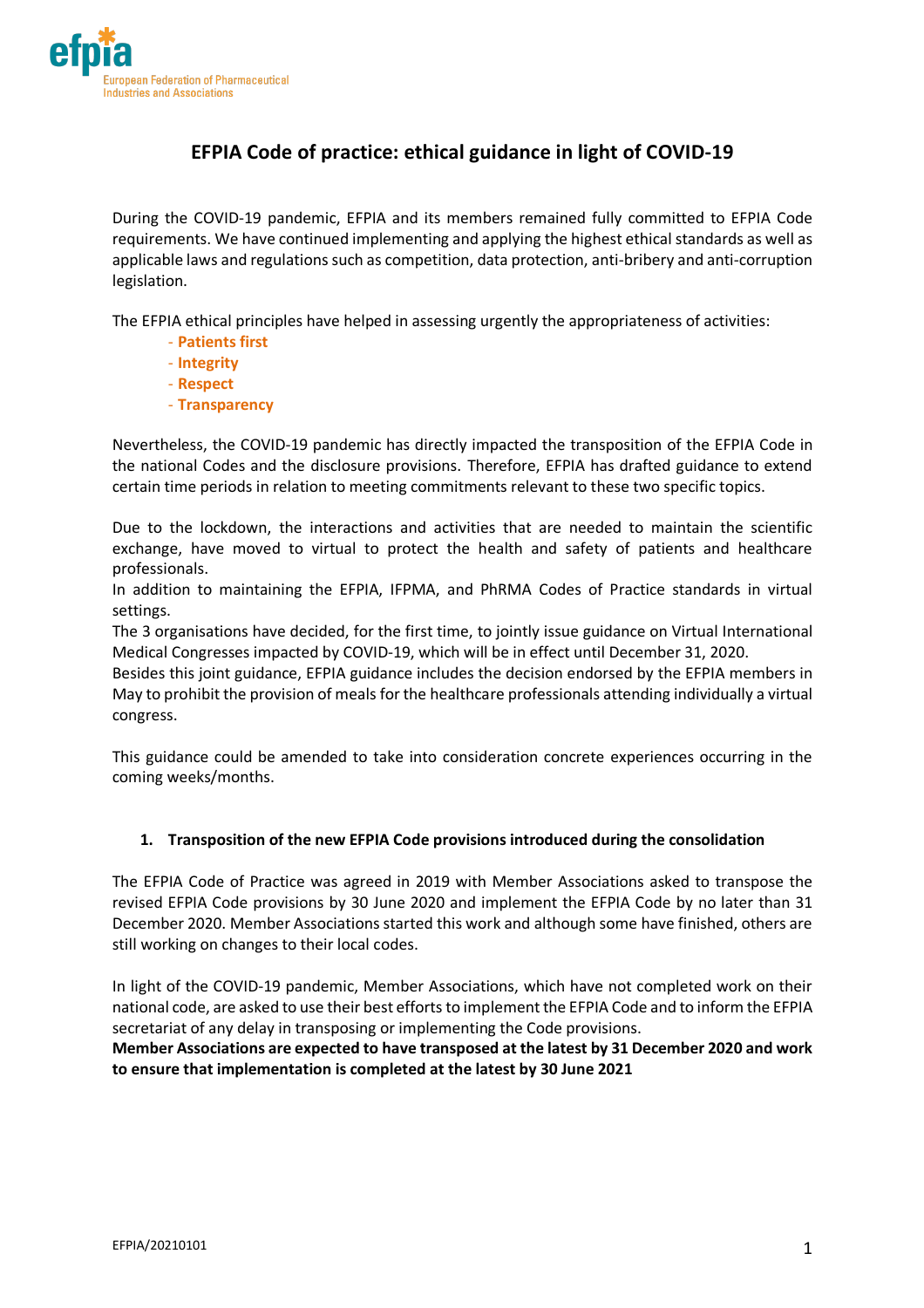# EFPIA Code of practice: ethical guidance in light of COVID-19

During the COVID-19 pandemic, EFPIA and its members remained fully committed to EFPIA Code requirements. We have continued implementing and applying the highest ethical standards as well as applicable laws and regulations such as competition, data protection, anti-bribery and anti-corruption legislation.

The EFPIA ethical principles have helped in assessing urgently the appropriateness of activities:

- **Patients first**
- **Integrity**
- **Respect**
- **Transparency**

Nevertheless, the COVID-19 pandemic has directly impacted the transposition of the EFPIA Code in the national Codes and the disclosure provisions. Therefore, EFPIA has drafted guidance to extend certain time periods in relation to meeting commitments relevant to these two specific topics.

Due to the lockdown, the interactions and activities that are needed to maintain the scientific exchange, have moved to virtual to protect the health and safety of patients and healthcare professionals.
In addition to maintaining the EFPIA, IFPMA, and PhRMA Codes of Practice standards in virtual settings.
The 3 organisations have decided, for the first time, to jointly issue guidance on Virtual International Medical Congresses impacted by COVID-19, which will be in effect until December 31, 2020.
Besides this joint guidance, EFPIA guidance includes the decision endorsed by the EFPIA members in May to prohibit the provision of meals for the healthcare professionals attending individually a virtual congress.

This guidance could be amended to take into consideration concrete experiences occurring in the coming weeks/months.

## 1. Transposition of the new EFPIA Code provisions introduced during the consolidation

The EFPIA Code of Practice was agreed in 2019 with Member Associations asked to transpose the revised EFPIA Code provisions by 30 June 2020 and implement the EFPIA Code by no later than 31 December 2020. Member Associations started this work and although some have finished, others are still working on changes to their local codes.

In light of the COVID-19 pandemic, Member Associations, which have not completed work on their national code, are asked to use their best efforts to implement the EFPIA Code and to inform the EFPIA secretariat of any delay in transposing or implementing the Code provisions.
**Member Associations are expected to have transposed at the latest by 31 December 2020 and work to ensure that implementation is completed at the latest by 30 June 2021**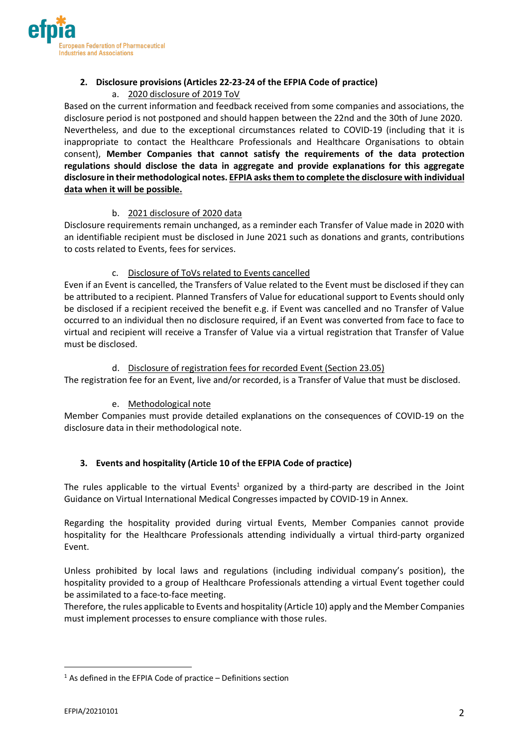## 2. Disclosure provisions (Articles 22-23-24 of the EFPIA Code of practice)

### a. 2020 disclosure of 2019 ToV

Based on the current information and feedback received from some companies and associations, the disclosure period is not postponed and should happen between the 22nd and the 30th of June 2020. Nevertheless, and due to the exceptional circumstances related to COVID-19 (including that it is inappropriate to contact the Healthcare Professionals and Healthcare Organisations to obtain consent), **Member Companies that cannot satisfy the requirements of the data protection regulations should disclose the data in aggregate and provide explanations for this aggregate disclosure in their methodological notes. EFPIA asks them to complete the disclosure with individual data when it will be possible.**

### b. 2021 disclosure of 2020 data

Disclosure requirements remain unchanged, as a reminder each Transfer of Value made in 2020 with an identifiable recipient must be disclosed in June 2021 such as donations and grants, contributions to costs related to Events, fees for services.

### c. Disclosure of ToVs related to Events cancelled

Even if an Event is cancelled, the Transfers of Value related to the Event must be disclosed if they can be attributed to a recipient. Planned Transfers of Value for educational support to Events should only be disclosed if a recipient received the benefit e.g. if Event was cancelled and no Transfer of Value occurred to an individual then no disclosure required, if an Event was converted from face to face to virtual and recipient will receive a Transfer of Value via a virtual registration that Transfer of Value must be disclosed.

### d. Disclosure of registration fees for recorded Event (Section 23.05)

The registration fee for an Event, live and/or recorded, is a Transfer of Value that must be disclosed.

### e. Methodological note

Member Companies must provide detailed explanations on the consequences of COVID-19 on the disclosure data in their methodological note.

## 3. Events and hospitality (Article 10 of the EFPIA Code of practice)

The rules applicable to the virtual Events[1] organized by a third-party are described in the Joint Guidance on Virtual International Medical Congresses impacted by COVID-19 in Annex.

Regarding the hospitality provided during virtual Events, Member Companies cannot provide hospitality for the Healthcare Professionals attending individually a virtual third-party organized Event.

Unless prohibited by local laws and regulations (including individual company's position), the hospitality provided to a group of Healthcare Professionals attending a virtual Event together could be assimilated to a face-to-face meeting.
Therefore, the rules applicable to Events and hospitality (Article 10) apply and the Member Companies must implement processes to ensure compliance with those rules.

[1] As defined in the EFPIA Code of practice – Definitions section